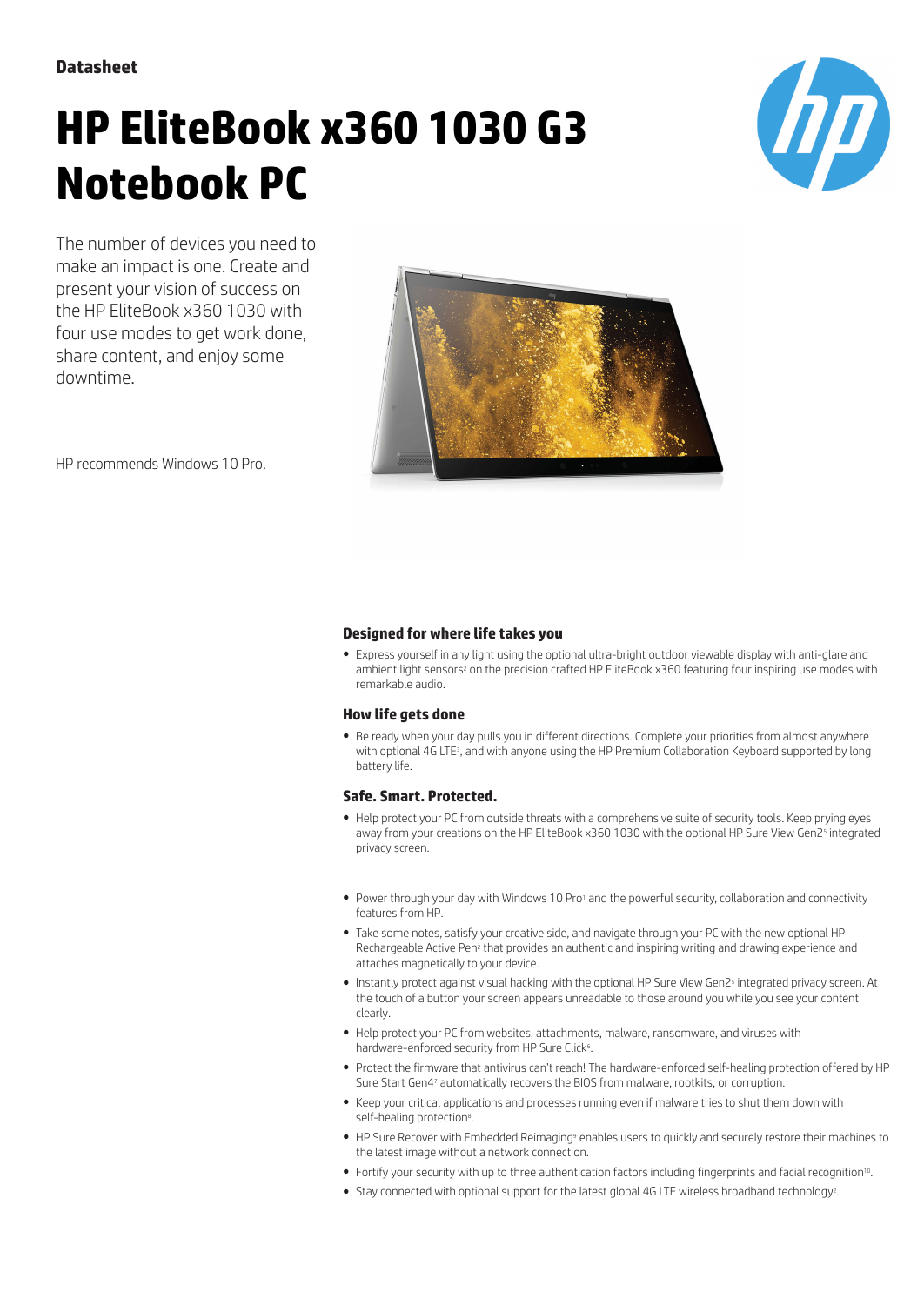Datasheet

# HP EliteBook x360 1030 G3 Notebook PC

The number of devices you need to make an impact is one. Create and present your vision of success on the HP EliteBook x360 1030 with four use modes to get work done, share content, and enjoy some downtime.

HP recommends Windows 10 Pro.

### Designed for where life takes you

- Express yourself in any light using the optional ultra-bright outdoor viewable display with anti-glare and ambient light sensors[2] on the precision crafted HP EliteBook x360 featuring four inspiring use modes with remarkable audio.

### How life gets done

- Be ready when your day pulls you in different directions. Complete your priorities from almost anywhere with optional 4G LTE[3], and with anyone using the HP Premium Collaboration Keyboard supported by long battery life.

### Safe. Smart. Protected.

- Help protect your PC from outside threats with a comprehensive suite of security tools. Keep prying eyes away from your creations on the HP EliteBook x360 1030 with the optional HP Sure View Gen2[5] integrated privacy screen.

- Power through your day with Windows 10 Pro[1] and the powerful security, collaboration and connectivity features from HP.
- Take some notes, satisfy your creative side, and navigate through your PC with the new optional HP Rechargeable Active Pen[2] that provides an authentic and inspiring writing and drawing experience and attaches magnetically to your device.
- Instantly protect against visual hacking with the optional HP Sure View Gen2[5] integrated privacy screen. At the touch of a button your screen appears unreadable to those around you while you see your content clearly.
- Help protect your PC from websites, attachments, malware, ransomware, and viruses with hardware-enforced security from HP Sure Click[6].
- Protect the firmware that antivirus can't reach! The hardware-enforced self-healing protection offered by HP Sure Start Gen4[7] automatically recovers the BIOS from malware, rootkits, or corruption.
- Keep your critical applications and processes running even if malware tries to shut them down with self-healing protection[8].
- HP Sure Recover with Embedded Reimaging[9] enables users to quickly and securely restore their machines to the latest image without a network connection.
- Fortify your security with up to three authentication factors including fingerprints and facial recognition[10].
- Stay connected with optional support for the latest global 4G LTE wireless broadband technology[2].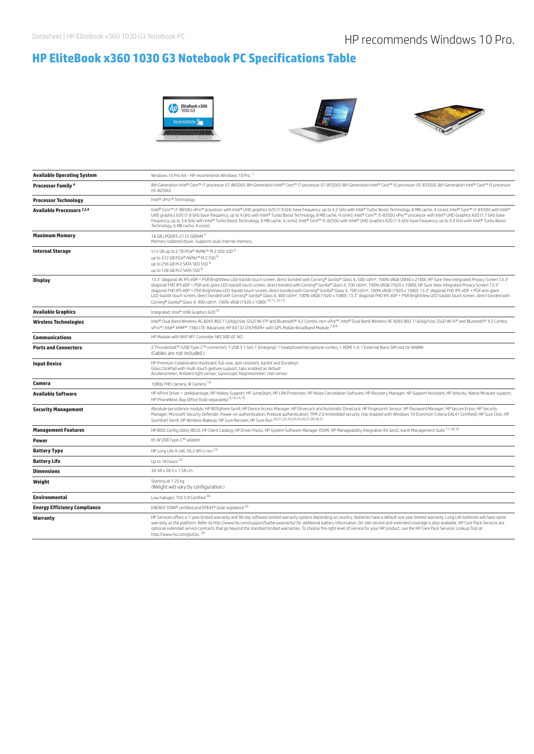HP recommends Windows 10 Pro.

# HP EliteBook x360 1030 G3 Notebook PC Specifications Table

| | |
|---|---|
| **Available Operating System** | Windows 10 Pro 64 – HP recommends Windows 10 Pro. [1] |
| **Processor Family** [4] | 8th Generation Intel® Core™ i7 processor (i7-8650U); 8th Generation Intel® Core™ i7 processor (i7-8550U); 8th Generation Intel® Core™ i5 processor (i5-8350U); 8th Generation Intel® Core™ i5 processor (i5-8250U) |
| **Processor Technology** | Intel® vPro™ Technology |
| **Available Processors** [2,3,4] | Intel® Core™ i7-8650U vPro™ processor with Intel® UHD graphics 620 (1.9 GHz base frequency, up to 4.2 GHz with Intel® Turbo Boost Technology, 8 MB cache, 4 cores); Intel® Core™ i7-8550U with Intel® UHD graphics 620 (1.8 GHz base frequency, up to 4 GHz with Intel® Turbo Boost Technology, 8 MB cache, 4 cores); Intel® Core™ i5-8350U vPro™ processor with Intel® UHD Graphics 620 (1.7 GHz base frequency, up to 3.6 GHz with Intel® Turbo Boost Technology, 6 MB cache, 4 cores); Intel® Core™ i5-8250U with Intel® UHD Graphics 620 (1.6 GHz base frequency, up to 3.4 GHz with Intel® Turbo Boost Technology, 6 MB cache, 4 cores) |
| **Maximum Memory** | 16 GB LPDDR3-2133 SDRAM [5]<br>Memory soldered down. Supports dual channel memory. |
| **Internal Storage** | 512 GB up to 2 TB PCIe® NVMe™ M.2 SED SSD [6]<br>up to 512 GB PCIe® NVMe™ M.2 SSD [6]<br>up to 256 GB M.2 SATA SED SSD [6]<br>up to 128 GB M.2 SATA SSD [6] |
| **Display** | 13.3" diagonal 4K IPS eDP + PSR BrightView LED-backlit touch screen, direct bonded with Corning® Gorilla® Glass 4, 500 cd/m², 100% sRGB (3840 x 2160); HP Sure View Integrated Privacy Screen 13.3" diagonal FHD IPS eDP + PSR anti-glare LED-backlit touch screen, direct bonded with Corning® Gorilla® Glass 4, 700 cd/m², 100% sRGB (1920 x 1080); HP Sure View Integrated Privacy Screen 13.3" diagonal FHD IPS eDP + PSR BrightView LED-backlit touch screen, direct bonded with Corning® Gorilla® Glass 4, 700 cd/m², 100% sRGB (1920 x 1080); 13.3" diagonal FHD IPS eDP + PSR anti-glare LED-backlit touch screen, direct bonded with Corning® Gorilla® Glass 4, 400 cd/m², 100% sRGB (1920 x 1080); 13.3" diagonal FHD IPS eDP + PSR BrightView LED-backlit touch screen, direct bonded with Corning® Gorilla® Glass 4, 400 cd/m², 100% sRGB (1920 x 1080) [10,11,12,13] |
| **Available Graphics** | Integrated: Intel® UHD Graphics 620 [10] |
| **Wireless Technologies** | Intel® Dual Band Wireless-AC 8265 802.11a/b/g/n/ac (2x2) Wi-Fi® and Bluetooth® 4.2 Combo, non-vPro™; Intel® Dual Band Wireless-AC 8265 802.11a/b/g/n/ac (2x2) Wi-Fi® and Bluetooth® 4.2 Combo, vPro™; Intel® XMM™ 7360 LTE-Advanced; HP lt4132 LTE/HSPA+ with GPS Mobile Broadband Module [7,8,9] |
| **Communications** | HP Module with NXP NFC Controller NPC300 I2C NCI |
| **Ports and Connectors** | 2 Thunderbolt™ (USB Type-C™ connector); 1 USB 3.1 Gen 1 (charging); 1 headphone/microphone combo; 1 HDMI 1.4; 1 External Nano SIM slot for WWAN<br>(Cables are not included.) |
| **Input Device** | HP Premium Collaboration Keyboard, full-size, spill-resistant, backlit and DuraKeys<br>Glass ClickPad with multi-touch gesture support, taps enabled as default<br>Accelerometer; Ambient light sensor; Gyroscope; Magnetometer; Hall sensor |
| **Camera** | 1080p FHD camera; IR Camera [10] |
| **Available Software** | HP ePrint Driver + JetAdvantage; HP Hotkey Support; HP JumpStart; HP LAN Protection; HP Noise Cancellation Software; HP Recovery Manager; HP Support Assistant; HP Velocity; Native Miracast support; HP PhoneWise; Buy Office (Sold separately) [9,14,15,16] |
| **Security Management** | Absolute persistence module; HP BIOSphere Gen4; HP Device Access Manager; HP DriveLock and Automatic DriveLock; HP Fingerprint Sensor; HP Password Manager; HP Secure Erase; HP Security Manager; Microsoft Security Defender; Power-on authentication; Preboot authentication; TPM 2.0 embedded security chip shipped with Windows 10 (Common Criteria EAL4+ Certified); HP Sure Click; HP SureStart Gen4; HP Wireless Wakeup; HP Sure Recover; HP Sure Run [20,21,22,23,24,25,26,27,28,30,31] |
| **Management Features** | HP BIOS Config Utility (BCU); HP Client Catalog; HP Driver Packs; HP System Software Manager (SSM); HP Manageability Integration Kit Gen2; Ivanti Management Suite [17,18,19] |
| **Power** | 65 W USB Type-C™ adapter |
| **Battery Type** | HP Long Life 4-cell, 56.2 Wh Li-ion [33] |
| **Battery Life** | Up to 18 hours [32] |
| **Dimensions** | 30.58 x 20.5 x 1.58 cm |
| **Weight** | Starting at 1.25 kg<br>(Weight will vary by configuration.) |
| **Environmental** | Low halogen; TCO 5.0 Certified [36] |
| **Energy Efficiency Compliance** | ENERGY STAR® certified and EPEAT® Gold registered [35] |
| **Warranty** | HP Services offers a 1-year limited warranty and 90 day software limited warranty options depending on country. Batteries have a default one year limited warranty. Long Life batteries will have same warranty as the platform. Refer to http://www.hp.com/support/batterywarranty/ for additional battery information. On-site service and extended coverage is also available. HP Care Pack Services are optional extended service contracts that go beyond the standard limited warranties. To choose the right level of service for your HP product, use the HP Care Pack Services Lookup Tool at: http://www.hp.com/go/cpc. [34] |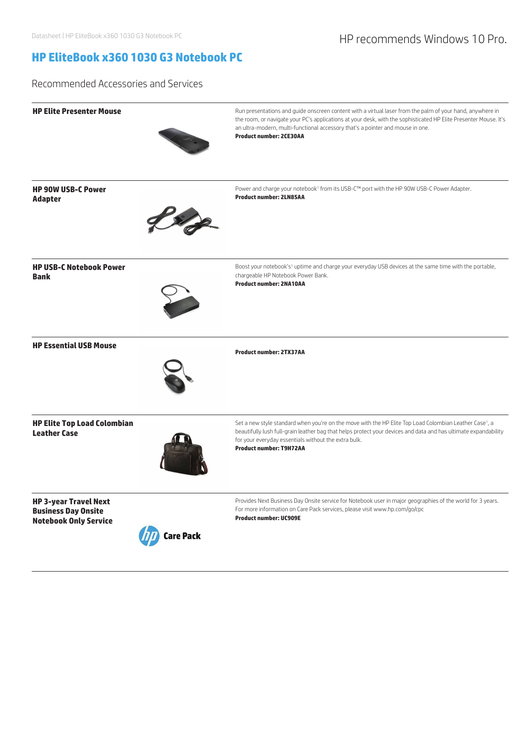HP recommends Windows 10 Pro.

# HP EliteBook x360 1030 G3 Notebook PC

## Recommended Accessories and Services

### HP Elite Presenter Mouse

Run presentations and guide onscreen content with a virtual laser from the palm of your hand, anywhere in the room, or navigate your PC's applications at your desk, with the sophisticated HP Elite Presenter Mouse. It's an ultra-modern, multi-functional accessory that's a pointer and mouse in one.
**Product number: 2CE30AA**

### HP 90W USB-C Power Adapter

Power and charge your notebook[1] from its USB-C™ port with the HP 90W USB-C Power Adapter.
**Product number: 2LN85AA**

### HP USB-C Notebook Power Bank

Boost your notebook's[1] uptime and charge your everyday USB devices at the same time with the portable, chargeable HP Notebook Power Bank.
**Product number: 2NA10AA**

### HP Essential USB Mouse

**Product number: 2TX37AA**

### HP Elite Top Load Colombian Leather Case

Set a new style standard when you're on the move with the HP Elite Top Load Colombian Leather Case[1], a beautifully lush full-grain leather bag that helps protect your devices and data and has ultimate expandability for your everyday essentials without the extra bulk.
**Product number: T9H72AA**

### HP 3-year Travel Next Business Day Onsite Notebook Only Service

Care Pack

Provides Next Business Day Onsite service for Notebook user in major geographies of the world for 3 years. For more information on Care Pack services, please visit www.hp.com/go/cpc
**Product number: UC909E**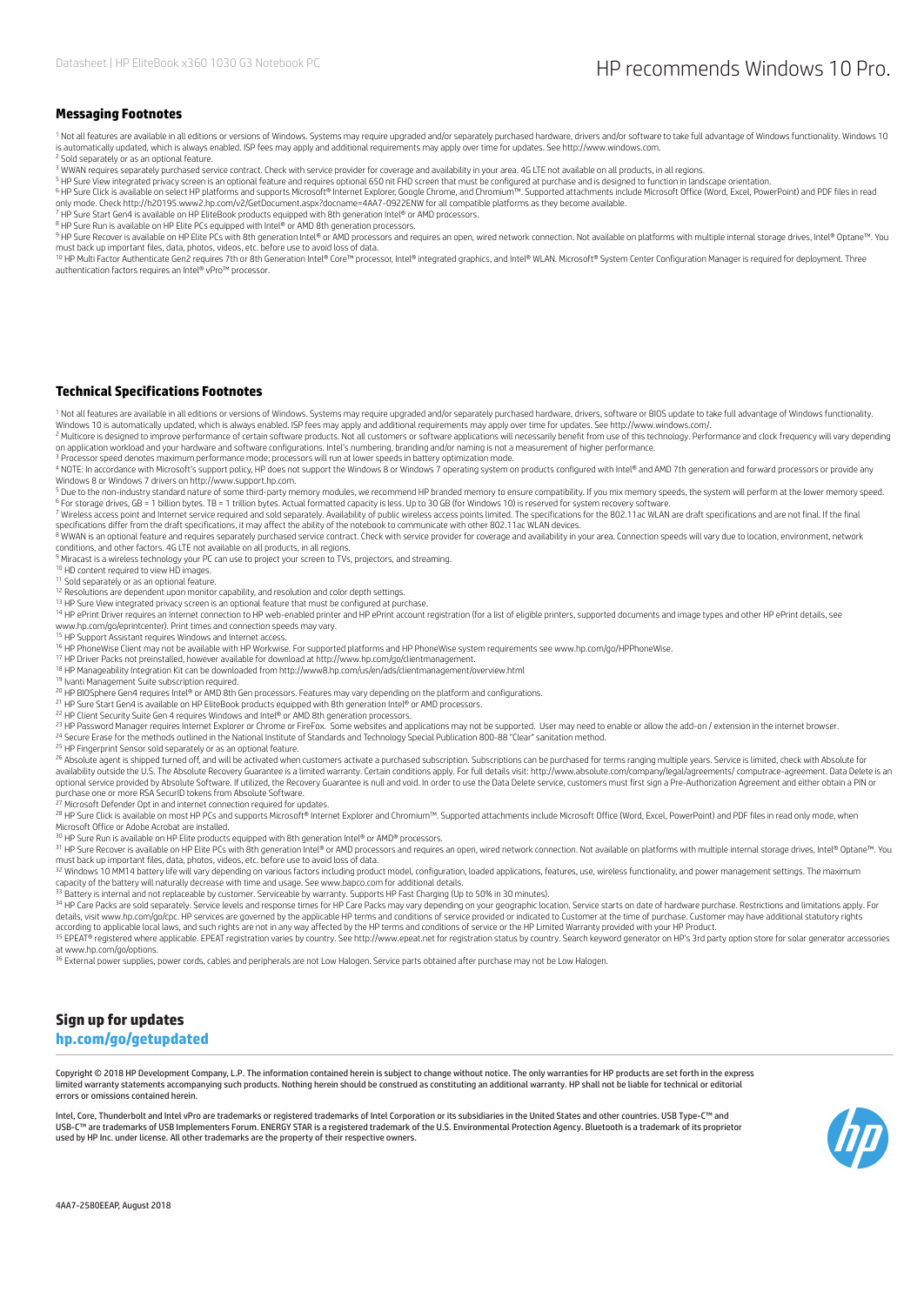## Messaging Footnotes

[1] Not all features are available in all editions or versions of Windows. Systems may require upgraded and/or separately purchased hardware, drivers and/or software to take full advantage of Windows functionality. Windows 10 is automatically updated, which is always enabled. ISP fees may apply and additional requirements may apply over time for updates. See http://www.windows.com.
[2] Sold separately or as an optional feature.
[3] WWAN requires separately purchased service contract. Check with service provider for coverage and availability in your area. 4G LTE not available on all products, in all regions.
[5] HP Sure View integrated privacy screen is an optional feature and requires optional 650 nit FHD screen that must be configured at purchase and is designed to function in landscape orientation.
[6] HP Sure Click is available on select HP platforms and supports Microsoft® Internet Explorer, Google Chrome, and Chromium™. Supported attachments include Microsoft Office (Word, Excel, PowerPoint) and PDF files in read only mode. Check http://h20195.www2.hp.com/v2/GetDocument.aspx?docname=4AA7-0922ENW for all compatible platforms as they become available.
[7] HP Sure Start Gen4 is available on HP EliteBook products equipped with 8th generation Intel® or AMD processors.
[8] HP Sure Run is available on HP Elite PCs equipped with Intel® or AMD 8th generation processors.
[9] HP Sure Recover is available on HP Elite PCs with 8th generation Intel® or AMD processors and requires an open, wired network connection. Not available on platforms with multiple internal storage drives, Intel® Optane™. You must back up important files, data, photos, videos, etc. before use to avoid loss of data.
[10] HP Multi Factor Authenticate Gen2 requires 7th or 8th Generation Intel® Core™ processor, Intel® integrated graphics, and Intel® WLAN. Microsoft® System Center Configuration Manager is required for deployment. Three authentication factors requires an Intel® vPro™ processor.

## Technical Specifications Footnotes

[1] Not all features are available in all editions or versions of Windows. Systems may require upgraded and/or separately purchased hardware, drivers, software or BIOS update to take full advantage of Windows functionality. Windows 10 is automatically updated, which is always enabled. ISP fees may apply and additional requirements may apply over time for updates. See http://www.windows.com/.
[2] Multicore is designed to improve performance of certain software products. Not all customers or software applications will necessarily benefit from use of this technology. Performance and clock frequency will vary depending on application workload and your hardware and software configurations. Intel's numbering, branding and/or naming is not a measurement of higher performance.
[3] Processor speed denotes maximum performance mode; processors will run at lower speeds in battery optimization mode.
[4] NOTE: In accordance with Microsoft's support policy, HP does not support the Windows 8 or Windows 7 operating system on products configured with Intel® and AMD 7th generation and forward processors or provide any Windows 8 or Windows 7 drivers on http://www.support.hp.com.
[5] Due to the non-industry standard nature of some third-party memory modules, we recommend HP branded memory to ensure compatibility. If you mix memory speeds, the system will perform at the lower memory speed.
[6] For storage drives, GB = 1 billion bytes. TB = 1 trillion bytes. Actual formatted capacity is less. Up to 30 GB (for Windows 10) is reserved for system recovery software.
[7] Wireless access point and Internet service required and sold separately. Availability of public wireless access points limited. The specifications for the 802.11ac WLAN are draft specifications and are not final. If the final specifications differ from the draft specifications, it may affect the ability of the notebook to communicate with other 802.11ac WLAN devices.
[8] WWAN is an optional feature and requires separately purchased service contract. Check with service provider for coverage and availability in your area. Connection speeds will vary due to location, environment, network conditions, and other factors. 4G LTE not available on all products, in all regions.
[9] Miracast is a wireless technology your PC can use to project your screen to TVs, projectors, and streaming.
[10] HD content required to view HD images.
[11] Sold separately or as an optional feature.
[12] Resolutions are dependent upon monitor capability, and resolution and color depth settings.
[13] HP Sure View integrated privacy screen is an optional feature that must be configured at purchase.
[14] HP ePrint Driver requires an Internet connection to HP web-enabled printer and HP ePrint account registration (for a list of eligible printers, supported documents and image types and other HP ePrint details, see www.hp.com/go/eprintcenter). Print times and connection speeds may vary.
[15] HP Support Assistant requires Windows and Internet access.
[16] HP PhoneWise Client may not be available with HP Workwise. For supported platforms and HP PhoneWise system requirements see www.hp.com/go/HPPhoneWise.
[17] HP Driver Packs not preinstalled, however available for download at http://www.hp.com/go/clientmanagement.
[18] HP Manageability Integration Kit can be downloaded from http://www8.hp.com/us/en/ads/clientmanagement/overview.html
[19] Ivanti Management Suite subscription required.
[20] HP BIOSphere Gen4 requires Intel® or AMD 8th Gen processors. Features may vary depending on the platform and configurations.
[21] HP Sure Start Gen4 is available on HP EliteBook products equipped with 8th generation Intel® or AMD processors.
[22] HP Client Security Suite Gen 4 requires Windows and Intel® or AMD 8th generation processors.
[23] HP Password Manager requires Internet Explorer or Chrome or FireFox. Some websites and applications may not be supported. User may need to enable or allow the add-on / extension in the internet browser.
[24] Secure Erase for the methods outlined in the National Institute of Standards and Technology Special Publication 800-88 "Clear" sanitation method.
[25] HP Fingerprint Sensor sold separately or as an optional feature.
[26] Absolute agent is shipped turned off, and will be activated when customers activate a purchased subscription. Subscriptions can be purchased for terms ranging multiple years. Service is limited, check with Absolute for availability outside the U.S. The Absolute Recovery Guarantee is a limited warranty. Certain conditions apply. For full details visit: http://www.absolute.com/company/legal/agreements/ computrace-agreement. Data Delete is an optional service provided by Absolute Software. If utilized, the Recovery Guarantee is null and void. In order to use the Data Delete service, customers must first sign a Pre-Authorization Agreement and either obtain a PIN or purchase one or more RSA SecurID tokens from Absolute Software.
[27] Microsoft Defender Opt in and internet connection required for updates.
[28] HP Sure Click is available on most HP PCs and supports Microsoft® Internet Explorer and Chromium™. Supported attachments include Microsoft Office (Word, Excel, PowerPoint) and PDF files in read only mode, when Microsoft Office or Adobe Acrobat are installed.
[30] HP Sure Run is available on HP Elite products equipped with 8th generation Intel® or AMD® processors.
[31] HP Sure Recover is available on HP Elite PCs with 8th generation Intel® or AMD processors and requires an open, wired network connection. Not available on platforms with multiple internal storage drives, Intel® Optane™. You must back up important files, data, photos, videos, etc. before use to avoid loss of data.
[32] Windows 10 MM14 battery life will vary depending on various factors including product model, configuration, loaded applications, features, use, wireless functionality, and power management settings. The maximum capacity of the battery will naturally decrease with time and usage. See www.bapco.com for additional details.
[33] Battery is internal and not replaceable by customer. Serviceable by warranty. Supports HP Fast Charging (Up to 50% in 30 minutes).
[34] HP Care Packs are sold separately. Service levels and response times for HP Care Packs may vary depending on your geographic location. Service starts on date of hardware purchase. Restrictions and limitations apply. For details, visit www.hp.com/go/cpc. HP services are governed by the applicable HP terms and conditions of service provided or indicated to Customer at the time of purchase. Customer may have additional statutory rights according to applicable local laws, and such rights are not in any way affected by the HP terms and conditions of service or the HP Limited Warranty provided with your HP Product.
[35] EPEAT® registered where applicable. EPEAT registration varies by country. See http://www.epeat.net for registration status by country. Search keyword generator on HP's 3rd party option store for solar generator accessories at www.hp.com/go/options.
[36] External power supplies, power cords, cables and peripherals are not Low Halogen. Service parts obtained after purchase may not be Low Halogen.

## Sign up for updates
**hp.com/go/getupdated**

Copyright © 2018 HP Development Company, L.P. The information contained herein is subject to change without notice. The only warranties for HP products are set forth in the express limited warranty statements accompanying such products. Nothing herein should be construed as constituting an additional warranty. HP shall not be liable for technical or editorial errors or omissions contained herein.

Intel, Core, Thunderbolt and Intel vPro are trademarks or registered trademarks of Intel Corporation or its subsidiaries in the United States and other countries. USB Type-C™ and USB-C™ are trademarks of USB Implementers Forum. ENERGY STAR is a registered trademark of the U.S. Environmental Protection Agency. Bluetooth is a trademark of its proprietor used by HP Inc. under license. All other trademarks are the property of their respective owners.

4AA7-2580EEAP, August 2018